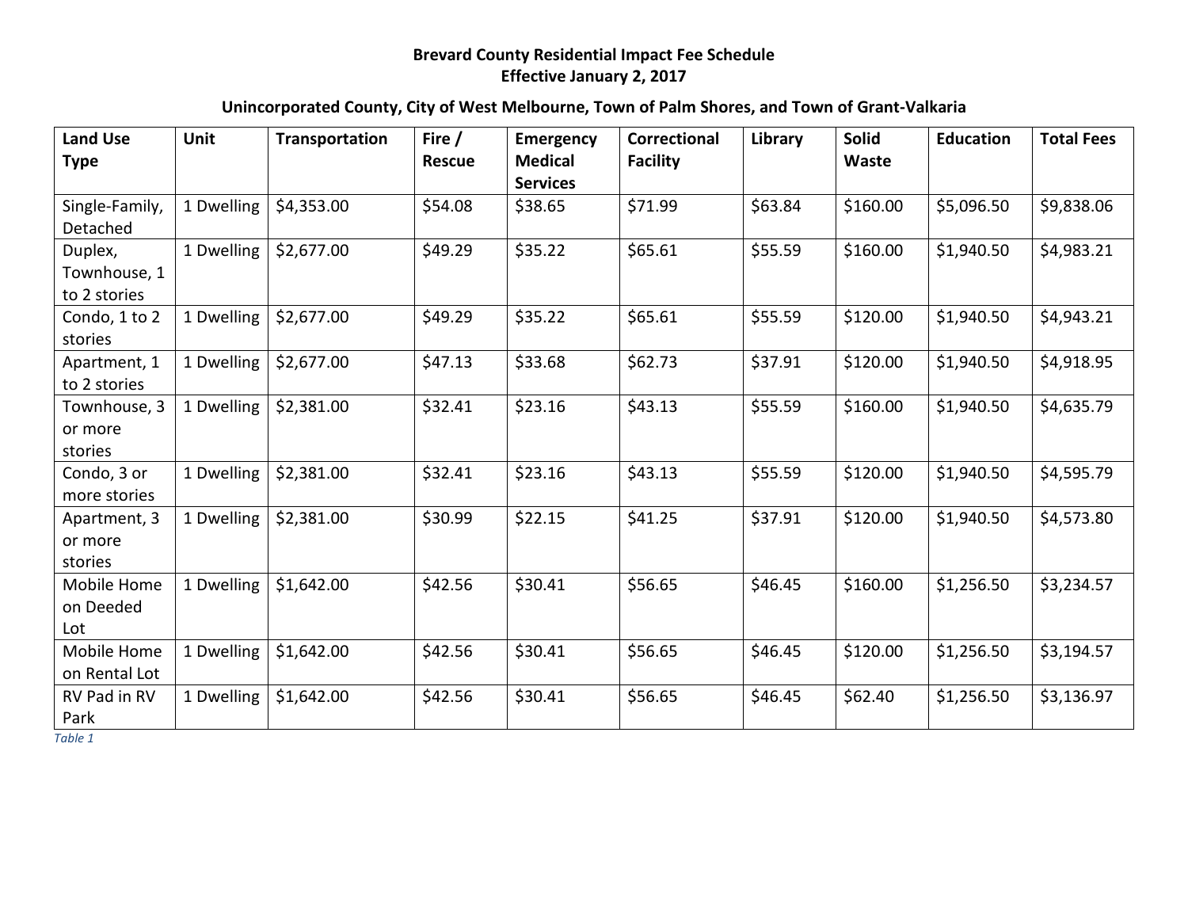# Brevard County Residential Impact Fee Schedule
## Effective January 2, 2017

### Unincorporated County, City of West Melbourne, Town of Palm Shores, and Town of Grant-Valkaria

| Land Use Type | Unit | Transportation | Fire / Rescue | Emergency Medical Services | Correctional Facility | Library | Solid Waste | Education | Total Fees |
|---|---|---|---|---|---|---|---|---|---|
| Single-Family, Detached | 1 Dwelling | $4,353.00 | $54.08 | $38.65 | $71.99 | $63.84 | $160.00 | $5,096.50 | $9,838.06 |
| Duplex, Townhouse, 1 to 2 stories | 1 Dwelling | $2,677.00 | $49.29 | $35.22 | $65.61 | $55.59 | $160.00 | $1,940.50 | $4,983.21 |
| Condo, 1 to 2 stories | 1 Dwelling | $2,677.00 | $49.29 | $35.22 | $65.61 | $55.59 | $120.00 | $1,940.50 | $4,943.21 |
| Apartment, 1 to 2 stories | 1 Dwelling | $2,677.00 | $47.13 | $33.68 | $62.73 | $37.91 | $120.00 | $1,940.50 | $4,918.95 |
| Townhouse, 3 or more stories | 1 Dwelling | $2,381.00 | $32.41 | $23.16 | $43.13 | $55.59 | $160.00 | $1,940.50 | $4,635.79 |
| Condo, 3 or more stories | 1 Dwelling | $2,381.00 | $32.41 | $23.16 | $43.13 | $55.59 | $120.00 | $1,940.50 | $4,595.79 |
| Apartment, 3 or more stories | 1 Dwelling | $2,381.00 | $30.99 | $22.15 | $41.25 | $37.91 | $120.00 | $1,940.50 | $4,573.80 |
| Mobile Home on Deeded Lot | 1 Dwelling | $1,642.00 | $42.56 | $30.41 | $56.65 | $46.45 | $160.00 | $1,256.50 | $3,234.57 |
| Mobile Home on Rental Lot | 1 Dwelling | $1,642.00 | $42.56 | $30.41 | $56.65 | $46.45 | $120.00 | $1,256.50 | $3,194.57 |
| RV Pad in RV Park | 1 Dwelling | $1,642.00 | $42.56 | $30.41 | $56.65 | $46.45 | $62.40 | $1,256.50 | $3,136.97 |

*Table 1*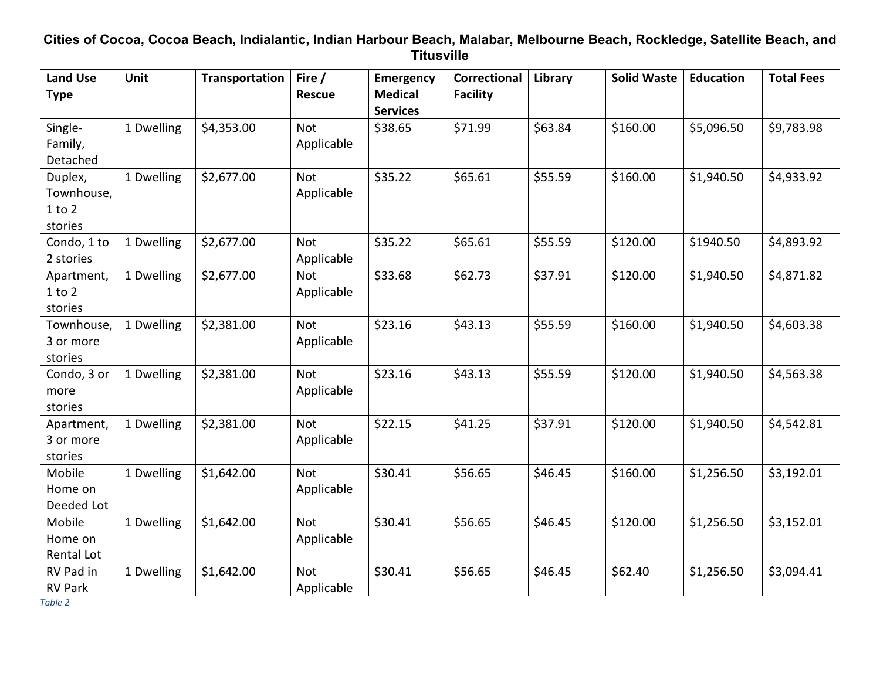**Cities of Cocoa, Cocoa Beach, Indialantic, Indian Harbour Beach, Malabar, Melbourne Beach, Rockledge, Satellite Beach, and Titusville**

| Land Use Type | Unit | Transportation | Fire / Rescue | Emergency Medical Services | Correctional Facility | Library | Solid Waste | Education | Total Fees |
|---|---|---|---|---|---|---|---|---|---|
| Single-Family, Detached | 1 Dwelling | $4,353.00 | Not Applicable | $38.65 | $71.99 | $63.84 | $160.00 | $5,096.50 | $9,783.98 |
| Duplex, Townhouse, 1 to 2 stories | 1 Dwelling | $2,677.00 | Not Applicable | $35.22 | $65.61 | $55.59 | $160.00 | $1,940.50 | $4,933.92 |
| Condo, 1 to 2 stories | 1 Dwelling | $2,677.00 | Not Applicable | $35.22 | $65.61 | $55.59 | $120.00 | $1940.50 | $4,893.92 |
| Apartment, 1 to 2 stories | 1 Dwelling | $2,677.00 | Not Applicable | $33.68 | $62.73 | $37.91 | $120.00 | $1,940.50 | $4,871.82 |
| Townhouse, 3 or more stories | 1 Dwelling | $2,381.00 | Not Applicable | $23.16 | $43.13 | $55.59 | $160.00 | $1,940.50 | $4,603.38 |
| Condo, 3 or more stories | 1 Dwelling | $2,381.00 | Not Applicable | $23.16 | $43.13 | $55.59 | $120.00 | $1,940.50 | $4,563.38 |
| Apartment, 3 or more stories | 1 Dwelling | $2,381.00 | Not Applicable | $22.15 | $41.25 | $37.91 | $120.00 | $1,940.50 | $4,542.81 |
| Mobile Home on Deeded Lot | 1 Dwelling | $1,642.00 | Not Applicable | $30.41 | $56.65 | $46.45 | $160.00 | $1,256.50 | $3,192.01 |
| Mobile Home on Rental Lot | 1 Dwelling | $1,642.00 | Not Applicable | $30.41 | $56.65 | $46.45 | $120.00 | $1,256.50 | $3,152.01 |
| RV Pad in RV Park | 1 Dwelling | $1,642.00 | Not Applicable | $30.41 | $56.65 | $46.45 | $62.40 | $1,256.50 | $3,094.41 |

*Table 2*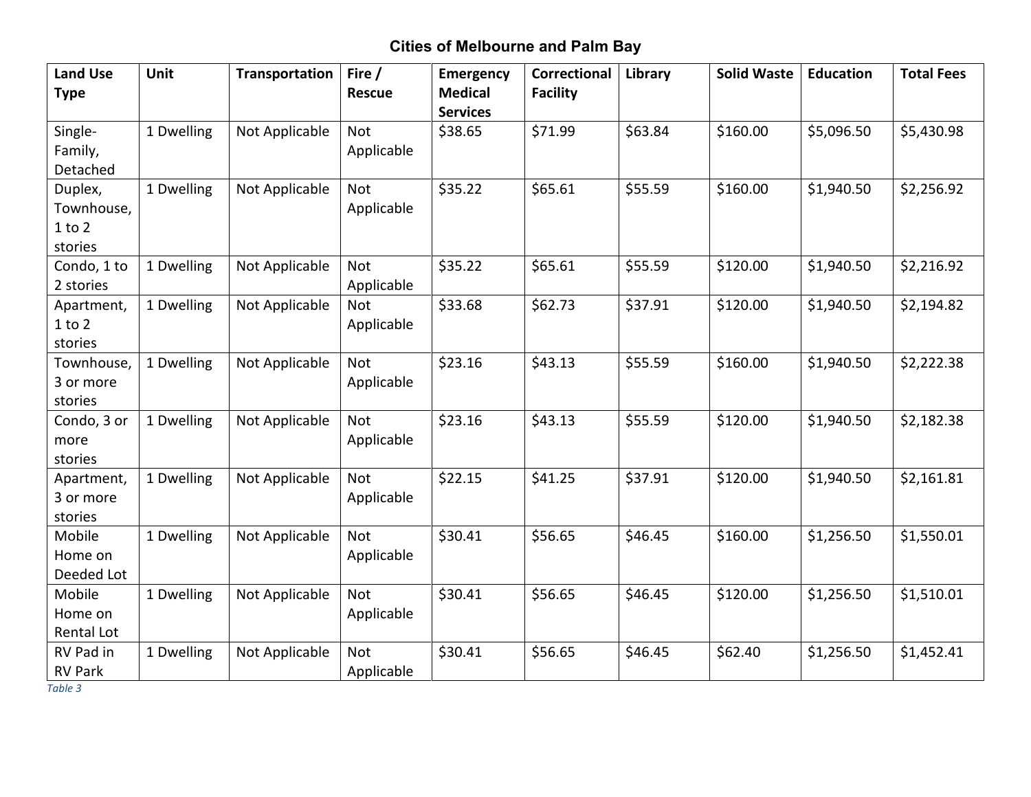## Cities of Melbourne and Palm Bay

| Land Use Type | Unit | Transportation | Fire / Rescue | Emergency Medical Services | Correctional Facility | Library | Solid Waste | Education | Total Fees |
|---|---|---|---|---|---|---|---|---|---|
| Single-Family, Detached | 1 Dwelling | Not Applicable | Not Applicable | $38.65 | $71.99 | $63.84 | $160.00 | $5,096.50 | $5,430.98 |
| Duplex, Townhouse, 1 to 2 stories | 1 Dwelling | Not Applicable | Not Applicable | $35.22 | $65.61 | $55.59 | $160.00 | $1,940.50 | $2,256.92 |
| Condo, 1 to 2 stories | 1 Dwelling | Not Applicable | Not Applicable | $35.22 | $65.61 | $55.59 | $120.00 | $1,940.50 | $2,216.92 |
| Apartment, 1 to 2 stories | 1 Dwelling | Not Applicable | Not Applicable | $33.68 | $62.73 | $37.91 | $120.00 | $1,940.50 | $2,194.82 |
| Townhouse, 3 or more stories | 1 Dwelling | Not Applicable | Not Applicable | $23.16 | $43.13 | $55.59 | $160.00 | $1,940.50 | $2,222.38 |
| Condo, 3 or more stories | 1 Dwelling | Not Applicable | Not Applicable | $23.16 | $43.13 | $55.59 | $120.00 | $1,940.50 | $2,182.38 |
| Apartment, 3 or more stories | 1 Dwelling | Not Applicable | Not Applicable | $22.15 | $41.25 | $37.91 | $120.00 | $1,940.50 | $2,161.81 |
| Mobile Home on Deeded Lot | 1 Dwelling | Not Applicable | Not Applicable | $30.41 | $56.65 | $46.45 | $160.00 | $1,256.50 | $1,550.01 |
| Mobile Home on Rental Lot | 1 Dwelling | Not Applicable | Not Applicable | $30.41 | $56.65 | $46.45 | $120.00 | $1,256.50 | $1,510.01 |
| RV Pad in RV Park | 1 Dwelling | Not Applicable | Not Applicable | $30.41 | $56.65 | $46.45 | $62.40 | $1,256.50 | $1,452.41 |

*Table 3*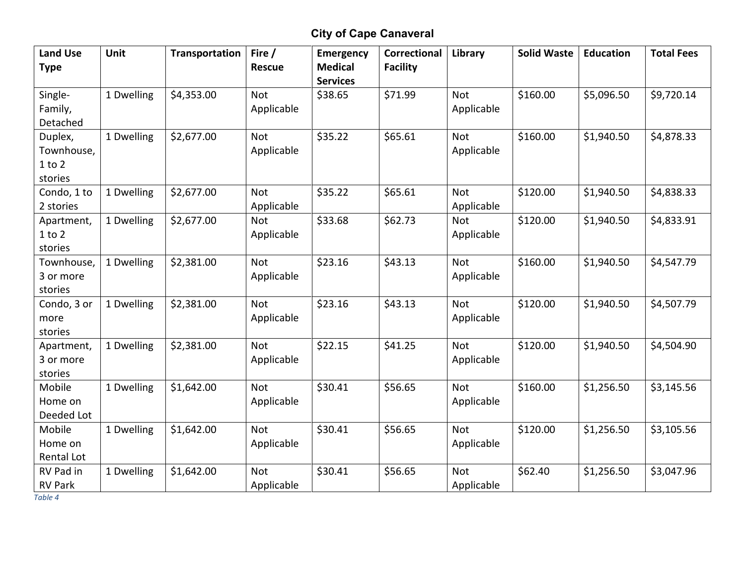**City of Cape Canaveral**

| Land Use Type | Unit | Transportation | Fire / Rescue | Emergency Medical Services | Correctional Facility | Library | Solid Waste | Education | Total Fees |
|---|---|---|---|---|---|---|---|---|---|
| Single-Family, Detached | 1 Dwelling | $4,353.00 | Not Applicable | $38.65 | $71.99 | Not Applicable | $160.00 | $5,096.50 | $9,720.14 |
| Duplex, Townhouse, 1 to 2 stories | 1 Dwelling | $2,677.00 | Not Applicable | $35.22 | $65.61 | Not Applicable | $160.00 | $1,940.50 | $4,878.33 |
| Condo, 1 to 2 stories | 1 Dwelling | $2,677.00 | Not Applicable | $35.22 | $65.61 | Not Applicable | $120.00 | $1,940.50 | $4,838.33 |
| Apartment, 1 to 2 stories | 1 Dwelling | $2,677.00 | Not Applicable | $33.68 | $62.73 | Not Applicable | $120.00 | $1,940.50 | $4,833.91 |
| Townhouse, 3 or more stories | 1 Dwelling | $2,381.00 | Not Applicable | $23.16 | $43.13 | Not Applicable | $160.00 | $1,940.50 | $4,547.79 |
| Condo, 3 or more stories | 1 Dwelling | $2,381.00 | Not Applicable | $23.16 | $43.13 | Not Applicable | $120.00 | $1,940.50 | $4,507.79 |
| Apartment, 3 or more stories | 1 Dwelling | $2,381.00 | Not Applicable | $22.15 | $41.25 | Not Applicable | $120.00 | $1,940.50 | $4,504.90 |
| Mobile Home on Deeded Lot | 1 Dwelling | $1,642.00 | Not Applicable | $30.41 | $56.65 | Not Applicable | $160.00 | $1,256.50 | $3,145.56 |
| Mobile Home on Rental Lot | 1 Dwelling | $1,642.00 | Not Applicable | $30.41 | $56.65 | Not Applicable | $120.00 | $1,256.50 | $3,105.56 |
| RV Pad in RV Park | 1 Dwelling | $1,642.00 | Not Applicable | $30.41 | $56.65 | Not Applicable | $62.40 | $1,256.50 | $3,047.96 |

*Table 4*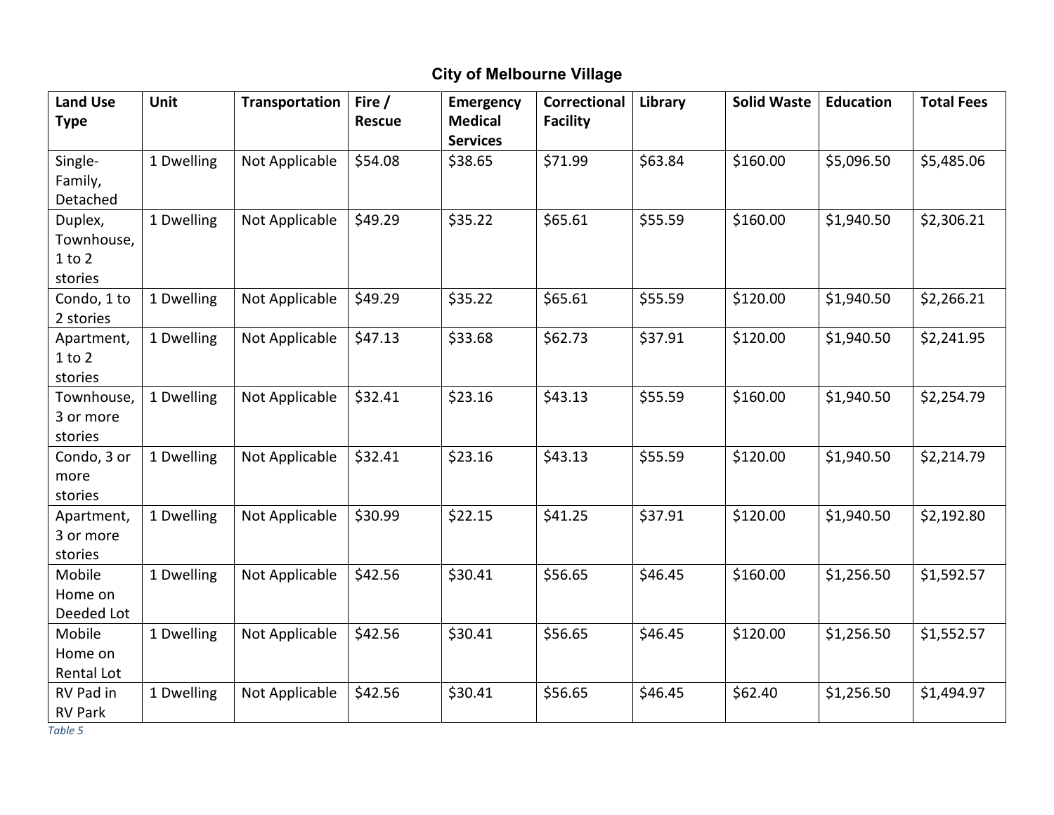## City of Melbourne Village

| Land Use Type | Unit | Transportation | Fire / Rescue | Emergency Medical Services | Correctional Facility | Library | Solid Waste | Education | Total Fees |
|---|---|---|---|---|---|---|---|---|---|
| Single-Family, Detached | 1 Dwelling | Not Applicable | $54.08 | $38.65 | $71.99 | $63.84 | $160.00 | $5,096.50 | $5,485.06 |
| Duplex, Townhouse, 1 to 2 stories | 1 Dwelling | Not Applicable | $49.29 | $35.22 | $65.61 | $55.59 | $160.00 | $1,940.50 | $2,306.21 |
| Condo, 1 to 2 stories | 1 Dwelling | Not Applicable | $49.29 | $35.22 | $65.61 | $55.59 | $120.00 | $1,940.50 | $2,266.21 |
| Apartment, 1 to 2 stories | 1 Dwelling | Not Applicable | $47.13 | $33.68 | $62.73 | $37.91 | $120.00 | $1,940.50 | $2,241.95 |
| Townhouse, 3 or more stories | 1 Dwelling | Not Applicable | $32.41 | $23.16 | $43.13 | $55.59 | $160.00 | $1,940.50 | $2,254.79 |
| Condo, 3 or more stories | 1 Dwelling | Not Applicable | $32.41 | $23.16 | $43.13 | $55.59 | $120.00 | $1,940.50 | $2,214.79 |
| Apartment, 3 or more stories | 1 Dwelling | Not Applicable | $30.99 | $22.15 | $41.25 | $37.91 | $120.00 | $1,940.50 | $2,192.80 |
| Mobile Home on Deeded Lot | 1 Dwelling | Not Applicable | $42.56 | $30.41 | $56.65 | $46.45 | $160.00 | $1,256.50 | $1,592.57 |
| Mobile Home on Rental Lot | 1 Dwelling | Not Applicable | $42.56 | $30.41 | $56.65 | $46.45 | $120.00 | $1,256.50 | $1,552.57 |
| RV Pad in RV Park | 1 Dwelling | Not Applicable | $42.56 | $30.41 | $56.65 | $46.45 | $62.40 | $1,256.50 | $1,494.97 |

*Table 5*